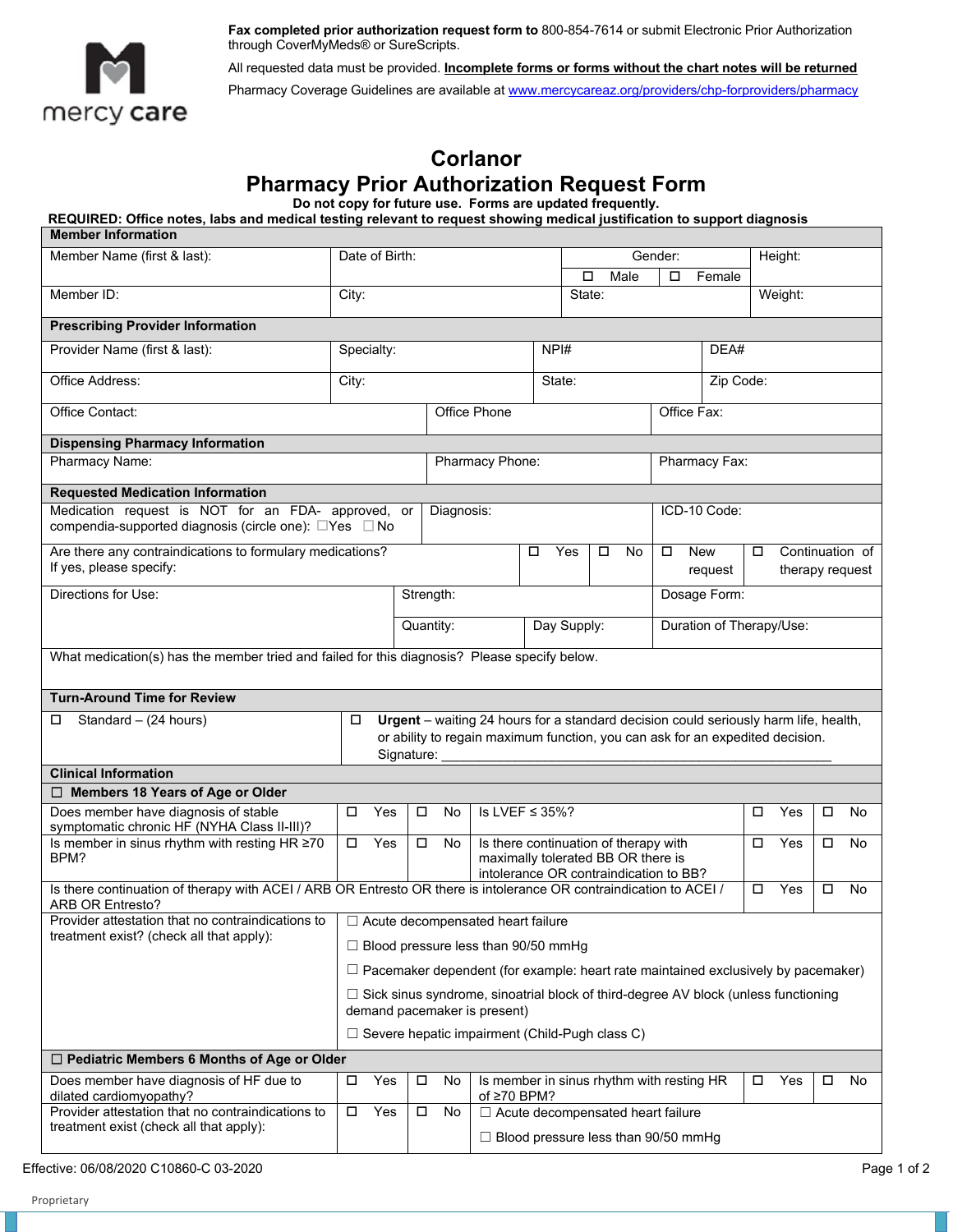mercy care

**Fax completed prior authorization request form to** 800-854-7614 or submit Electronic Prior Authorization through CoverMyMeds® or SureScripts.

All requested data must be provided. **Incomplete forms or forms without the chart notes will be returned**

Pharmacy Coverage Guidelines are available at www.mercycareaz.org/providers/chp-forproviders/pharmacy

# Corlanor
# Pharmacy Prior Authorization Request Form

**Do not copy for future use. Forms are updated frequently.**

**REQUIRED: Office notes, labs and medical testing relevant to request showing medical justification to support diagnosis**

| **Member Information** | | | |
|---|---|---|---|
| Member Name (first & last): | Date of Birth: | Gender: ☐ Male ☐ Female | Height: |
| Member ID: | City: | State: | Weight: |

| **Prescribing Provider Information** | | | |
|---|---|---|---|
| Provider Name (first & last): | Specialty: | NPI# | DEA# |
| Office Address: | City: | State: | Zip Code: |
| Office Contact: | Office Phone | Office Fax: | |

| **Dispensing Pharmacy Information** | | |
|---|---|---|
| Pharmacy Name: | Pharmacy Phone: | Pharmacy Fax: |

| **Requested Medication Information** | | | |
|---|---|---|---|
| Medication request is NOT for an FDA- approved, or compendia-supported diagnosis (circle one): ☐Yes ☐No | Diagnosis: | ICD-10 Code: | |
| Are there any contraindications to formulary medications? If yes, please specify: | ☐ Yes ☐ No | ☐ New request | ☐ Continuation of therapy request |
| Directions for Use: | Strength: | Dosage Form: | |
| | Quantity: / Day Supply: | Duration of Therapy/Use: | |
| What medication(s) has the member tried and failed for this diagnosis? Please specify below. | | | |

| **Turn-Around Time for Review** | |
|---|---|
| ☐ Standard – (24 hours) | ☐ **Urgent** – waiting 24 hours for a standard decision could seriously harm life, health, or ability to regain maximum function, you can ask for an expedited decision. Signature: ___________ |

**Clinical Information**

**☐ Members 18 Years of Age or Older**

| Question | Answer | Question | Answer |
|---|---|---|---|
| Does member have diagnosis of stable symptomatic chronic HF (NYHA Class II-III)? | ☐ Yes ☐ No | Is LVEF ≤ 35%? | ☐ Yes ☐ No |
| Is member in sinus rhythm with resting HR ≥70 BPM? | ☐ Yes ☐ No | Is there continuation of therapy with maximally tolerated BB OR there is intolerance OR contraindication to BB? | ☐ Yes ☐ No |
| Is there continuation of therapy with ACEI / ARB OR Entresto OR there is intolerance OR contraindication to ACEI / ARB OR Entresto? | | | ☐ Yes ☐ No |

Provider attestation that no contraindications to treatment exist? (check all that apply):

- ☐ Acute decompensated heart failure
- ☐ Blood pressure less than 90/50 mmHg
- ☐ Pacemaker dependent (for example: heart rate maintained exclusively by pacemaker)
- ☐ Sick sinus syndrome, sinoatrial block of third-degree AV block (unless functioning demand pacemaker is present)
- ☐ Severe hepatic impairment (Child-Pugh class C)

**☐ Pediatric Members 6 Months of Age or Older**

| Question | Answer | Question | Answer |
|---|---|---|---|
| Does member have diagnosis of HF due to dilated cardiomyopathy? | ☐ Yes ☐ No | Is member in sinus rhythm with resting HR of ≥70 BPM? | ☐ Yes ☐ No |
| Provider attestation that no contraindications to treatment exist (check all that apply): | ☐ Yes ☐ No | ☐ Acute decompensated heart failure<br>☐ Blood pressure less than 90/50 mmHg | |

Effective: 06/08/2020 C10860-C 03-2020

Proprietary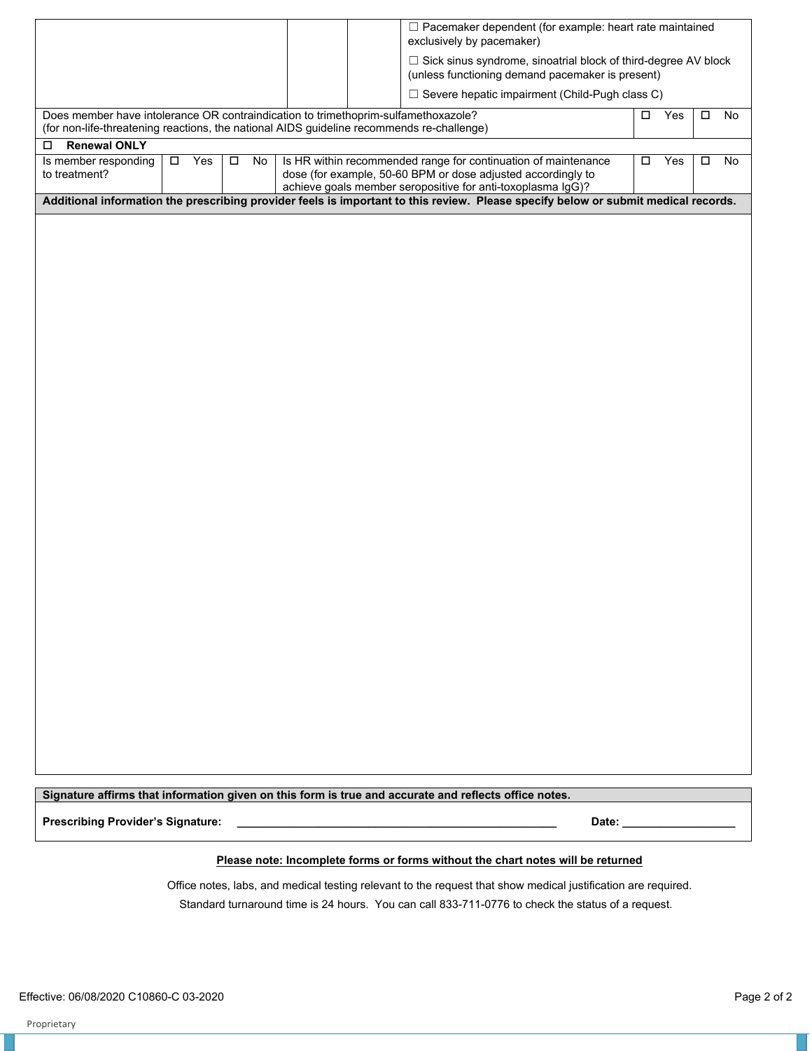| | | | |
|---|---|---|---|
| | | | ☐ Pacemaker dependent (for example: heart rate maintained exclusively by pacemaker)<br>☐ Sick sinus syndrome, sinoatrial block of third-degree AV block (unless functioning demand pacemaker is present)<br>☐ Severe hepatic impairment (Child-Pugh class C) |

| | | |
|---|---|---|
| Does member have intolerance OR contraindication to trimethoprim-sulfamethoxazole?<br>(for non-life-threatening reactions, the national AIDS guideline recommends re-challenge) | ☐ Yes | ☐ No |

| | | | | | |
|---|---|---|---|---|---|
| ☐ **Renewal ONLY** | | | | | |
| Is member responding to treatment? | ☐ Yes | ☐ No | Is HR within recommended range for continuation of maintenance dose (for example, 50-60 BPM or dose adjusted accordingly to achieve goals member seropositive for anti-toxoplasma IgG)? | ☐ Yes | ☐ No |

**Additional information the prescribing provider feels is important to this review. Please specify below or submit medical records.**

**Signature affirms that information given on this form is true and accurate and reflects office notes.**

**Prescribing Provider's Signature:** ______________________________________________ **Date:** ________________

**Please note: Incomplete forms or forms without the chart notes will be returned**

Office notes, labs, and medical testing relevant to the request that show medical justification are required.

Standard turnaround time is 24 hours. You can call 833-711-0776 to check the status of a request.

Effective: 06/08/2020 C10860-C 03-2020

Proprietary